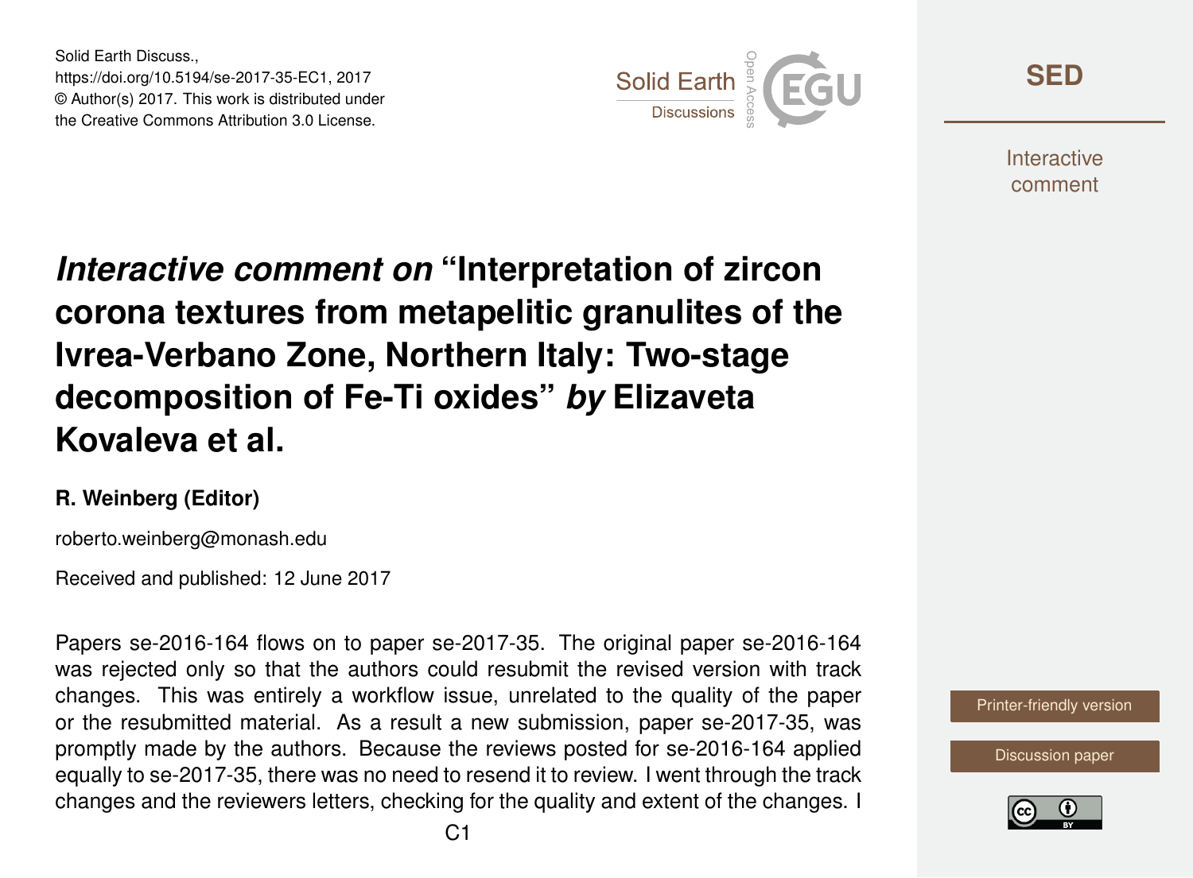# *Interactive comment on* "Interpretation of zircon corona textures from metapelitic granulites of the Ivrea-Verbano Zone, Northern Italy: Two-stage decomposition of Fe-Ti oxides" *by* Elizaveta Kovaleva et al.

**R. Weinberg (Editor)**

roberto.weinberg@monash.edu

Received and published: 12 June 2017

Papers se-2016-164 flows on to paper se-2017-35. The original paper se-2016-164 was rejected only so that the authors could resubmit the revised version with track changes. This was entirely a workflow issue, unrelated to the quality of the paper or the resubmitted material. As a result a new submission, paper se-2017-35, was promptly made by the authors. Because the reviews posted for se-2016-164 applied equally to se-2017-35, there was no need to resend it to review. I went through the track changes and the reviewers letters, checking for the quality and extent of the changes. I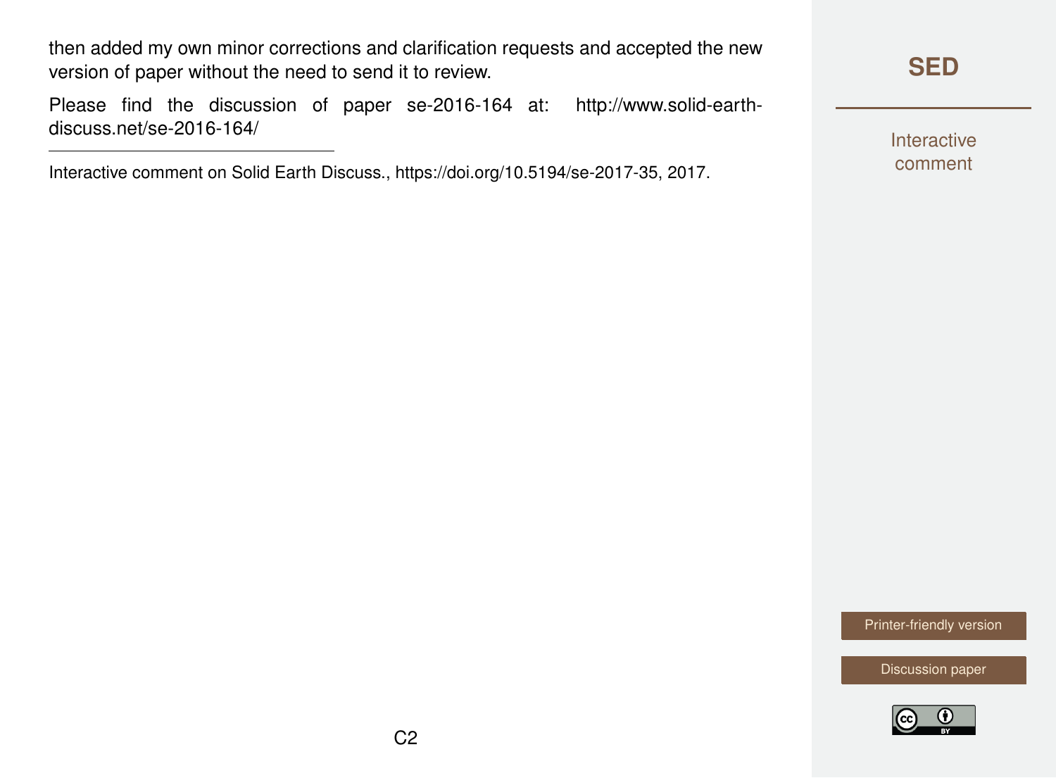then added my own minor corrections and clarification requests and accepted the new version of paper without the need to send it to review.

Please find the discussion of paper se-2016-164 at: http://www.solid-earth-discuss.net/se-2016-164/

---

Interactive comment on Solid Earth Discuss., https://doi.org/10.5194/se-2017-35, 2017.